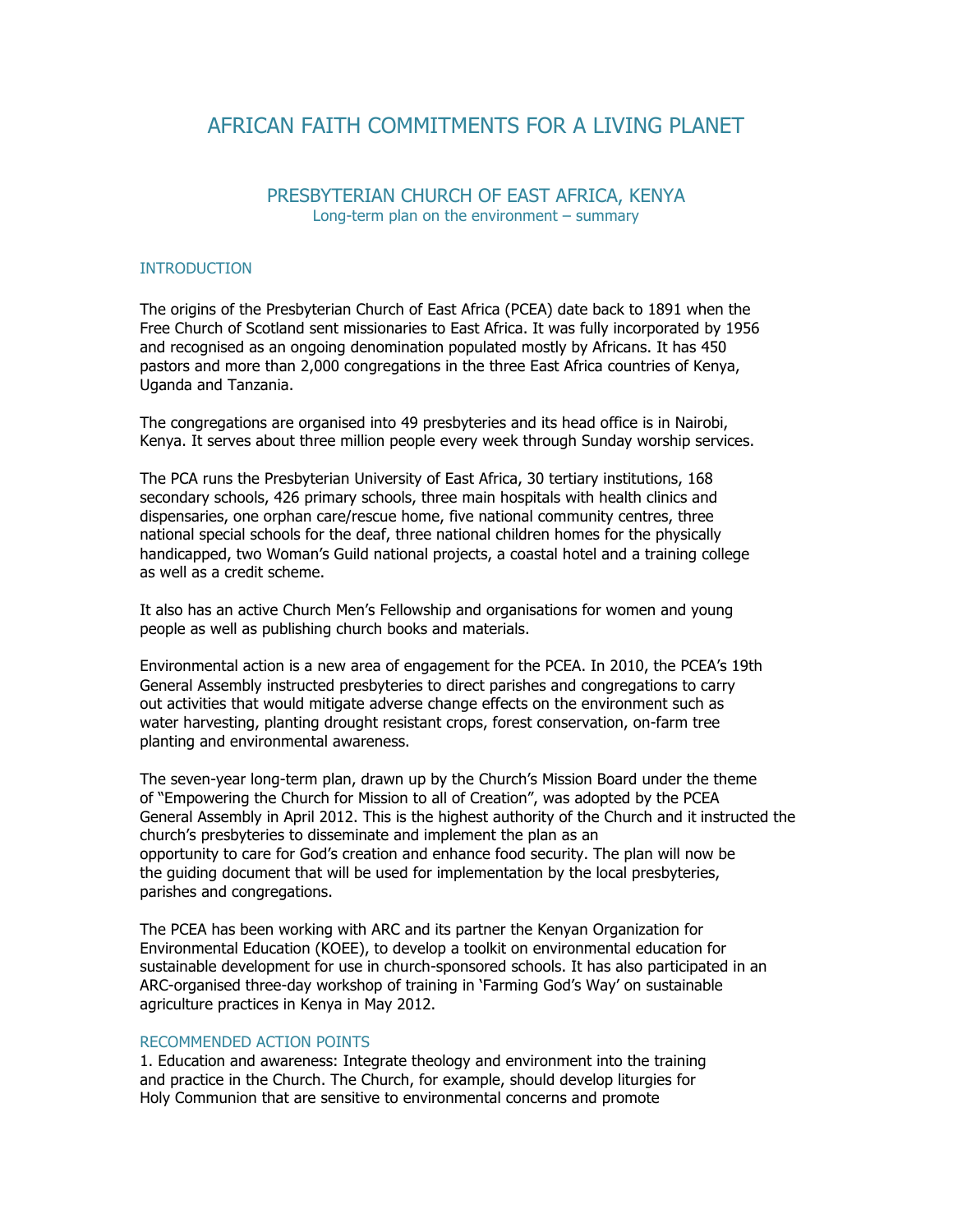# AFRICAN FAITH COMMITMENTS FOR A LIVING PLANET

## PRESBYTERIAN CHURCH OF EAST AFRICA, KENYA

Long-term plan on the environment – summary

### INTRODUCTION

The origins of the Presbyterian Church of East Africa (PCEA) date back to 1891 when the Free Church of Scotland sent missionaries to East Africa. It was fully incorporated by 1956 and recognised as an ongoing denomination populated mostly by Africans. It has 450 pastors and more than 2,000 congregations in the three East Africa countries of Kenya, Uganda and Tanzania.

The congregations are organised into 49 presbyteries and its head office is in Nairobi, Kenya. It serves about three million people every week through Sunday worship services.

The PCA runs the Presbyterian University of East Africa, 30 tertiary institutions, 168 secondary schools, 426 primary schools, three main hospitals with health clinics and dispensaries, one orphan care/rescue home, five national community centres, three national special schools for the deaf, three national children homes for the physically handicapped, two Woman's Guild national projects, a coastal hotel and a training college as well as a credit scheme.

It also has an active Church Men's Fellowship and organisations for women and young people as well as publishing church books and materials.

Environmental action is a new area of engagement for the PCEA. In 2010, the PCEA's 19th General Assembly instructed presbyteries to direct parishes and congregations to carry out activities that would mitigate adverse change effects on the environment such as water harvesting, planting drought resistant crops, forest conservation, on-farm tree planting and environmental awareness.

The seven-year long-term plan, drawn up by the Church's Mission Board under the theme of "Empowering the Church for Mission to all of Creation", was adopted by the PCEA General Assembly in April 2012. This is the highest authority of the Church and it instructed the church's presbyteries to disseminate and implement the plan as an opportunity to care for God's creation and enhance food security. The plan will now be the guiding document that will be used for implementation by the local presbyteries, parishes and congregations.

The PCEA has been working with ARC and its partner the Kenyan Organization for Environmental Education (KOEE), to develop a toolkit on environmental education for sustainable development for use in church-sponsored schools. It has also participated in an ARC-organised three-day workshop of training in 'Farming God's Way' on sustainable agriculture practices in Kenya in May 2012.

### RECOMMENDED ACTION POINTS

1. Education and awareness: Integrate theology and environment into the training and practice in the Church. The Church, for example, should develop liturgies for Holy Communion that are sensitive to environmental concerns and promote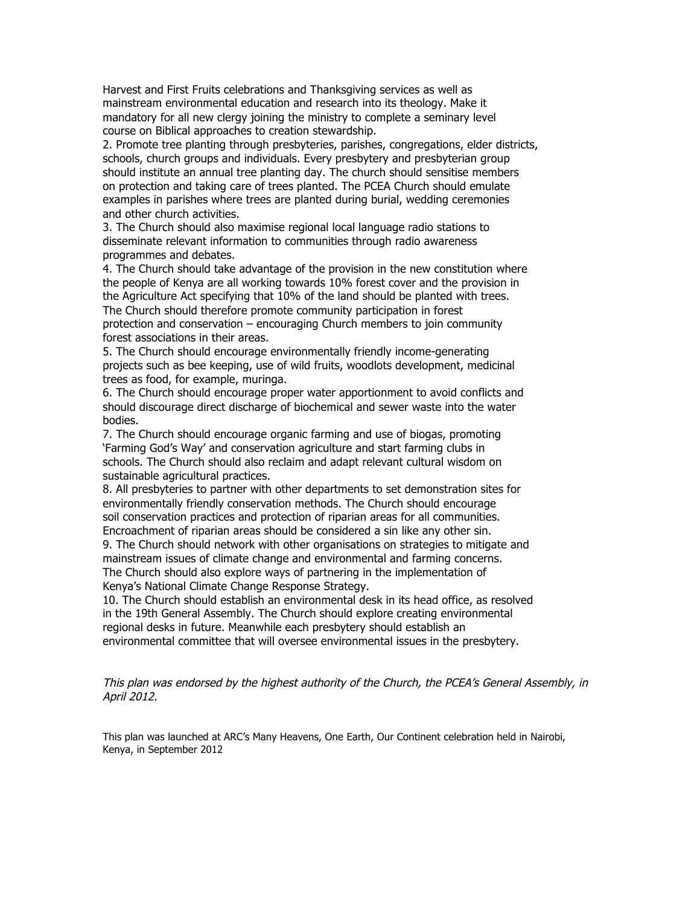Harvest and First Fruits celebrations and Thanksgiving services as well as mainstream environmental education and research into its theology. Make it mandatory for all new clergy joining the ministry to complete a seminary level course on Biblical approaches to creation stewardship.

2. Promote tree planting through presbyteries, parishes, congregations, elder districts, schools, church groups and individuals. Every presbytery and presbyterian group should institute an annual tree planting day. The church should sensitise members on protection and taking care of trees planted. The PCEA Church should emulate examples in parishes where trees are planted during burial, wedding ceremonies and other church activities.

3. The Church should also maximise regional local language radio stations to disseminate relevant information to communities through radio awareness programmes and debates.

4. The Church should take advantage of the provision in the new constitution where the people of Kenya are all working towards 10% forest cover and the provision in the Agriculture Act specifying that 10% of the land should be planted with trees. The Church should therefore promote community participation in forest protection and conservation – encouraging Church members to join community forest associations in their areas.

5. The Church should encourage environmentally friendly income-generating projects such as bee keeping, use of wild fruits, woodlots development, medicinal trees as food, for example, muringa.

6. The Church should encourage proper water apportionment to avoid conflicts and should discourage direct discharge of biochemical and sewer waste into the water bodies.

7. The Church should encourage organic farming and use of biogas, promoting 'Farming God's Way' and conservation agriculture and start farming clubs in schools. The Church should also reclaim and adapt relevant cultural wisdom on sustainable agricultural practices.

8. All presbyteries to partner with other departments to set demonstration sites for environmentally friendly conservation methods. The Church should encourage soil conservation practices and protection of riparian areas for all communities. Encroachment of riparian areas should be considered a sin like any other sin.

9. The Church should network with other organisations on strategies to mitigate and mainstream issues of climate change and environmental and farming concerns. The Church should also explore ways of partnering in the implementation of Kenya's National Climate Change Response Strategy.

10. The Church should establish an environmental desk in its head office, as resolved in the 19th General Assembly. The Church should explore creating environmental regional desks in future. Meanwhile each presbytery should establish an environmental committee that will oversee environmental issues in the presbytery.

*This plan was endorsed by the highest authority of the Church, the PCEA's General Assembly, in April 2012.*

This plan was launched at ARC's Many Heavens, One Earth, Our Continent celebration held in Nairobi, Kenya, in September 2012